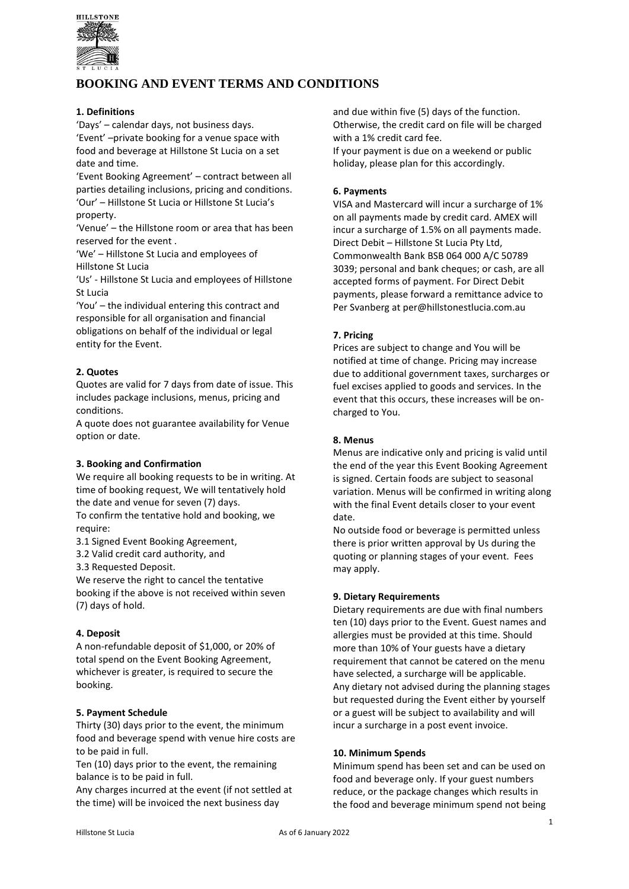# BOOKING AND EVENT TERMS AND CONDITIONS

**1. Definitions**

'Days' – calendar days, not business days.
'Event' –private booking for a venue space with food and beverage at Hillstone St Lucia on a set date and time.
'Event Booking Agreement' – contract between all parties detailing inclusions, pricing and conditions.
'Our' – Hillstone St Lucia or Hillstone St Lucia's property.
'Venue' – the Hillstone room or area that has been reserved for the event .
'We' – Hillstone St Lucia and employees of Hillstone St Lucia
'Us' - Hillstone St Lucia and employees of Hillstone St Lucia
'You' – the individual entering this contract and responsible for all organisation and financial obligations on behalf of the individual or legal entity for the Event.

**2. Quotes**

Quotes are valid for 7 days from date of issue. This includes package inclusions, menus, pricing and conditions.
A quote does not guarantee availability for Venue option or date.

**3. Booking and Confirmation**

We require all booking requests to be in writing. At time of booking request, We will tentatively hold the date and venue for seven (7) days.
To confirm the tentative hold and booking, we require:
3.1 Signed Event Booking Agreement,
3.2 Valid credit card authority, and
3.3 Requested Deposit.
We reserve the right to cancel the tentative booking if the above is not received within seven (7) days of hold.

**4. Deposit**

A non-refundable deposit of $1,000, or 20% of total spend on the Event Booking Agreement, whichever is greater, is required to secure the booking.

**5. Payment Schedule**

Thirty (30) days prior to the event, the minimum food and beverage spend with venue hire costs are to be paid in full.
Ten (10) days prior to the event, the remaining balance is to be paid in full.
Any charges incurred at the event (if not settled at the time) will be invoiced the next business day and due within five (5) days of the function. Otherwise, the credit card on file will be charged with a 1% credit card fee.
If your payment is due on a weekend or public holiday, please plan for this accordingly.

**6. Payments**

VISA and Mastercard will incur a surcharge of 1% on all payments made by credit card. AMEX will incur a surcharge of 1.5% on all payments made. Direct Debit – Hillstone St Lucia Pty Ltd, Commonwealth Bank BSB 064 000 A/C 50789 3039; personal and bank cheques; or cash, are all accepted forms of payment. For Direct Debit payments, please forward a remittance advice to Per Svanberg at per@hillstonestlucia.com.au

**7. Pricing**

Prices are subject to change and You will be notified at time of change. Pricing may increase due to additional government taxes, surcharges or fuel excises applied to goods and services. In the event that this occurs, these increases will be on-charged to You.

**8. Menus**

Menus are indicative only and pricing is valid until the end of the year this Event Booking Agreement is signed. Certain foods are subject to seasonal variation. Menus will be confirmed in writing along with the final Event details closer to your event date.
No outside food or beverage is permitted unless there is prior written approval by Us during the quoting or planning stages of your event. Fees may apply.

**9. Dietary Requirements**

Dietary requirements are due with final numbers ten (10) days prior to the Event. Guest names and allergies must be provided at this time. Should more than 10% of Your guests have a dietary requirement that cannot be catered on the menu have selected, a surcharge will be applicable. Any dietary not advised during the planning stages but requested during the Event either by yourself or a guest will be subject to availability and will incur a surcharge in a post event invoice.

**10. Minimum Spends**

Minimum spend has been set and can be used on food and beverage only. If your guest numbers reduce, or the package changes which results in the food and beverage minimum spend not being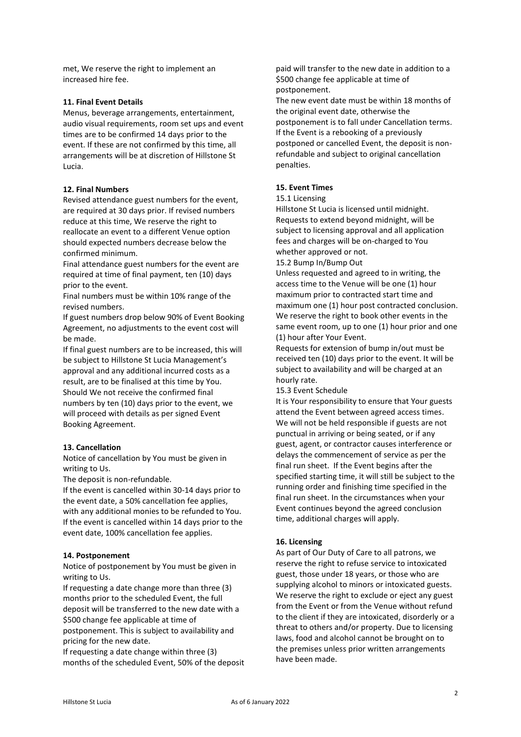met, We reserve the right to implement an increased hire fee.

**11. Final Event Details**

Menus, beverage arrangements, entertainment, audio visual requirements, room set ups and event times are to be confirmed 14 days prior to the event. If these are not confirmed by this time, all arrangements will be at discretion of Hillstone St Lucia.

**12. Final Numbers**

Revised attendance guest numbers for the event, are required at 30 days prior. If revised numbers reduce at this time, We reserve the right to reallocate an event to a different Venue option should expected numbers decrease below the confirmed minimum.

Final attendance guest numbers for the event are required at time of final payment, ten (10) days prior to the event.

Final numbers must be within 10% range of the revised numbers.

If guest numbers drop below 90% of Event Booking Agreement, no adjustments to the event cost will be made.

If final guest numbers are to be increased, this will be subject to Hillstone St Lucia Management's approval and any additional incurred costs as a result, are to be finalised at this time by You.

Should We not receive the confirmed final numbers by ten (10) days prior to the event, we will proceed with details as per signed Event Booking Agreement.

**13. Cancellation**

Notice of cancellation by You must be given in writing to Us.

The deposit is non-refundable.

If the event is cancelled within 30-14 days prior to the event date, a 50% cancellation fee applies, with any additional monies to be refunded to You.

If the event is cancelled within 14 days prior to the event date, 100% cancellation fee applies.

**14. Postponement**

Notice of postponement by You must be given in writing to Us.

If requesting a date change more than three (3) months prior to the scheduled Event, the full deposit will be transferred to the new date with a $500 change fee applicable at time of postponement. This is subject to availability and pricing for the new date.

If requesting a date change within three (3) months of the scheduled Event, 50% of the deposit paid will transfer to the new date in addition to a $500 change fee applicable at time of postponement.

The new event date must be within 18 months of the original event date, otherwise the postponement is to fall under Cancellation terms.

If the Event is a rebooking of a previously postponed or cancelled Event, the deposit is non-refundable and subject to original cancellation penalties.

**15. Event Times**

15.1 Licensing

Hillstone St Lucia is licensed until midnight. Requests to extend beyond midnight, will be subject to licensing approval and all application fees and charges will be on-charged to You whether approved or not.

15.2 Bump In/Bump Out

Unless requested and agreed to in writing, the access time to the Venue will be one (1) hour maximum prior to contracted start time and maximum one (1) hour post contracted conclusion. We reserve the right to book other events in the same event room, up to one (1) hour prior and one (1) hour after Your Event.

Requests for extension of bump in/out must be received ten (10) days prior to the event. It will be subject to availability and will be charged at an hourly rate.

15.3 Event Schedule

It is Your responsibility to ensure that Your guests attend the Event between agreed access times. We will not be held responsible if guests are not punctual in arriving or being seated, or if any guest, agent, or contractor causes interference or delays the commencement of service as per the final run sheet. If the Event begins after the specified starting time, it will still be subject to the running order and finishing time specified in the final run sheet. In the circumstances when your Event continues beyond the agreed conclusion time, additional charges will apply.

**16. Licensing**

As part of Our Duty of Care to all patrons, we reserve the right to refuse service to intoxicated guest, those under 18 years, or those who are supplying alcohol to minors or intoxicated guests. We reserve the right to exclude or eject any guest from the Event or from the Venue without refund to the client if they are intoxicated, disorderly or a threat to others and/or property. Due to licensing laws, food and alcohol cannot be brought on to the premises unless prior written arrangements have been made.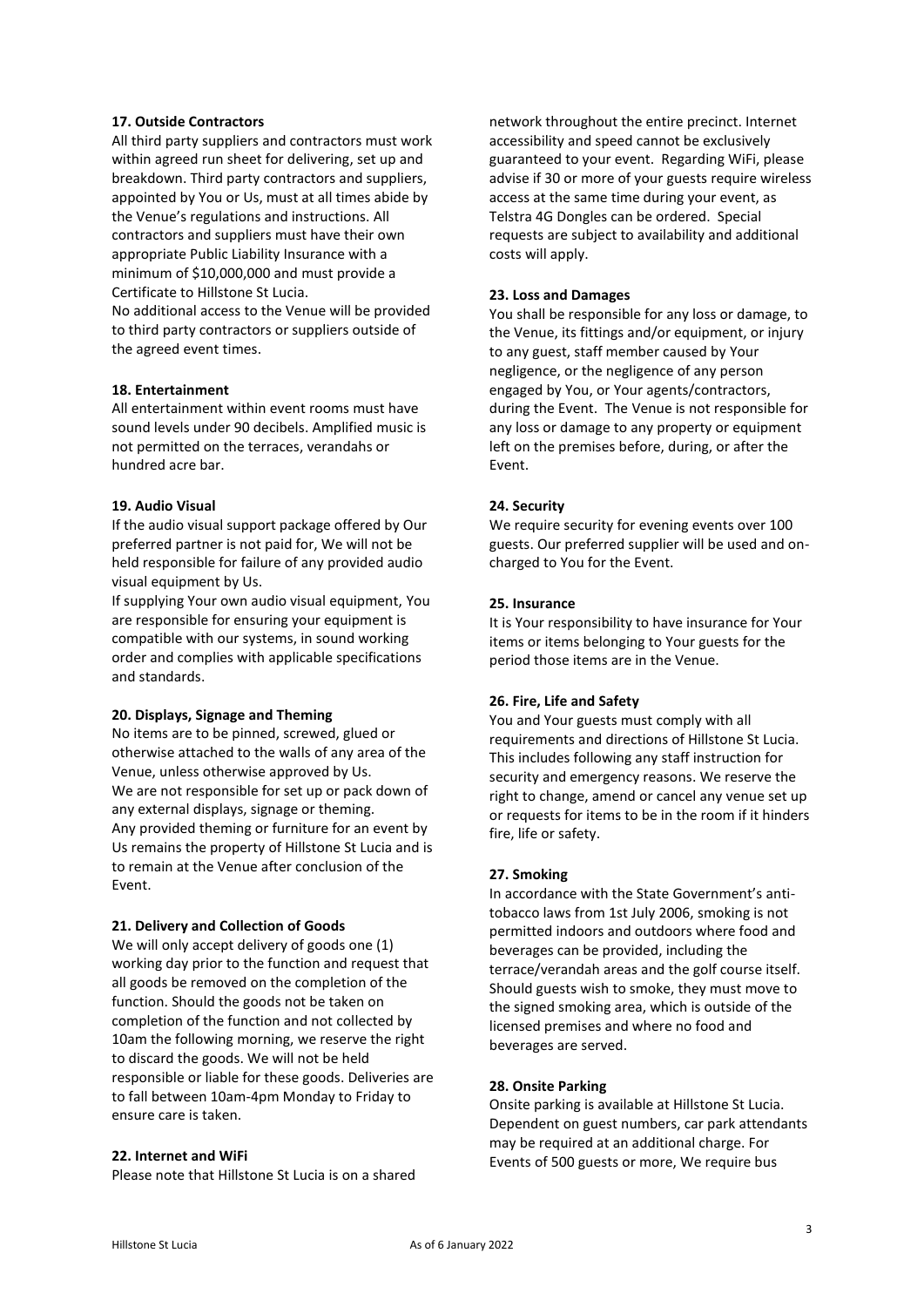**17. Outside Contractors**

All third party suppliers and contractors must work within agreed run sheet for delivering, set up and breakdown. Third party contractors and suppliers, appointed by You or Us, must at all times abide by the Venue's regulations and instructions. All contractors and suppliers must have their own appropriate Public Liability Insurance with a minimum of $10,000,000 and must provide a Certificate to Hillstone St Lucia.

No additional access to the Venue will be provided to third party contractors or suppliers outside of the agreed event times.

**18. Entertainment**

All entertainment within event rooms must have sound levels under 90 decibels. Amplified music is not permitted on the terraces, verandahs or hundred acre bar.

**19. Audio Visual**

If the audio visual support package offered by Our preferred partner is not paid for, We will not be held responsible for failure of any provided audio visual equipment by Us.

If supplying Your own audio visual equipment, You are responsible for ensuring your equipment is compatible with our systems, in sound working order and complies with applicable specifications and standards.

**20. Displays, Signage and Theming**

No items are to be pinned, screwed, glued or otherwise attached to the walls of any area of the Venue, unless otherwise approved by Us.

We are not responsible for set up or pack down of any external displays, signage or theming.

Any provided theming or furniture for an event by Us remains the property of Hillstone St Lucia and is to remain at the Venue after conclusion of the Event.

**21. Delivery and Collection of Goods**

We will only accept delivery of goods one (1) working day prior to the function and request that all goods be removed on the completion of the function. Should the goods not be taken on completion of the function and not collected by 10am the following morning, we reserve the right to discard the goods. We will not be held responsible or liable for these goods. Deliveries are to fall between 10am-4pm Monday to Friday to ensure care is taken.

**22. Internet and WiFi**

Please note that Hillstone St Lucia is on a shared network throughout the entire precinct. Internet accessibility and speed cannot be exclusively guaranteed to your event. Regarding WiFi, please advise if 30 or more of your guests require wireless access at the same time during your event, as Telstra 4G Dongles can be ordered. Special requests are subject to availability and additional costs will apply.

**23. Loss and Damages**

You shall be responsible for any loss or damage, to the Venue, its fittings and/or equipment, or injury to any guest, staff member caused by Your negligence, or the negligence of any person engaged by You, or Your agents/contractors, during the Event. The Venue is not responsible for any loss or damage to any property or equipment left on the premises before, during, or after the Event.

**24. Security**

We require security for evening events over 100 guests. Our preferred supplier will be used and on-charged to You for the Event.

**25. Insurance**

It is Your responsibility to have insurance for Your items or items belonging to Your guests for the period those items are in the Venue.

**26. Fire, Life and Safety**

You and Your guests must comply with all requirements and directions of Hillstone St Lucia. This includes following any staff instruction for security and emergency reasons. We reserve the right to change, amend or cancel any venue set up or requests for items to be in the room if it hinders fire, life or safety.

**27. Smoking**

In accordance with the State Government's anti-tobacco laws from 1st July 2006, smoking is not permitted indoors and outdoors where food and beverages can be provided, including the terrace/verandah areas and the golf course itself. Should guests wish to smoke, they must move to the signed smoking area, which is outside of the licensed premises and where no food and beverages are served.

**28. Onsite Parking**

Onsite parking is available at Hillstone St Lucia. Dependent on guest numbers, car park attendants may be required at an additional charge. For Events of 500 guests or more, We require bus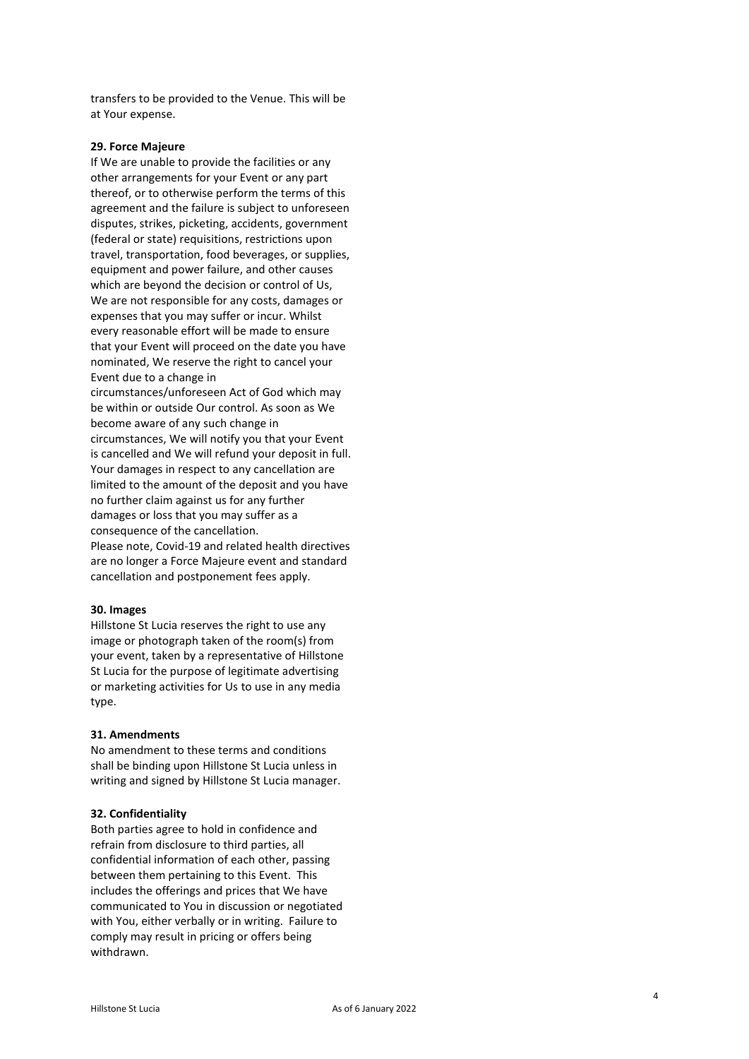transfers to be provided to the Venue. This will be at Your expense.

**29. Force Majeure**

If We are unable to provide the facilities or any other arrangements for your Event or any part thereof, or to otherwise perform the terms of this agreement and the failure is subject to unforeseen disputes, strikes, picketing, accidents, government (federal or state) requisitions, restrictions upon travel, transportation, food beverages, or supplies, equipment and power failure, and other causes which are beyond the decision or control of Us, We are not responsible for any costs, damages or expenses that you may suffer or incur. Whilst every reasonable effort will be made to ensure that your Event will proceed on the date you have nominated, We reserve the right to cancel your Event due to a change in circumstances/unforeseen Act of God which may be within or outside Our control. As soon as We become aware of any such change in circumstances, We will notify you that your Event is cancelled and We will refund your deposit in full. Your damages in respect to any cancellation are limited to the amount of the deposit and you have no further claim against us for any further damages or loss that you may suffer as a consequence of the cancellation.

Please note, Covid-19 and related health directives are no longer a Force Majeure event and standard cancellation and postponement fees apply.

**30. Images**

Hillstone St Lucia reserves the right to use any image or photograph taken of the room(s) from your event, taken by a representative of Hillstone St Lucia for the purpose of legitimate advertising or marketing activities for Us to use in any media type.

**31. Amendments**

No amendment to these terms and conditions shall be binding upon Hillstone St Lucia unless in writing and signed by Hillstone St Lucia manager.

**32. Confidentiality**

Both parties agree to hold in confidence and refrain from disclosure to third parties, all confidential information of each other, passing between them pertaining to this Event. This includes the offerings and prices that We have communicated to You in discussion or negotiated with You, either verbally or in writing. Failure to comply may result in pricing or offers being withdrawn.